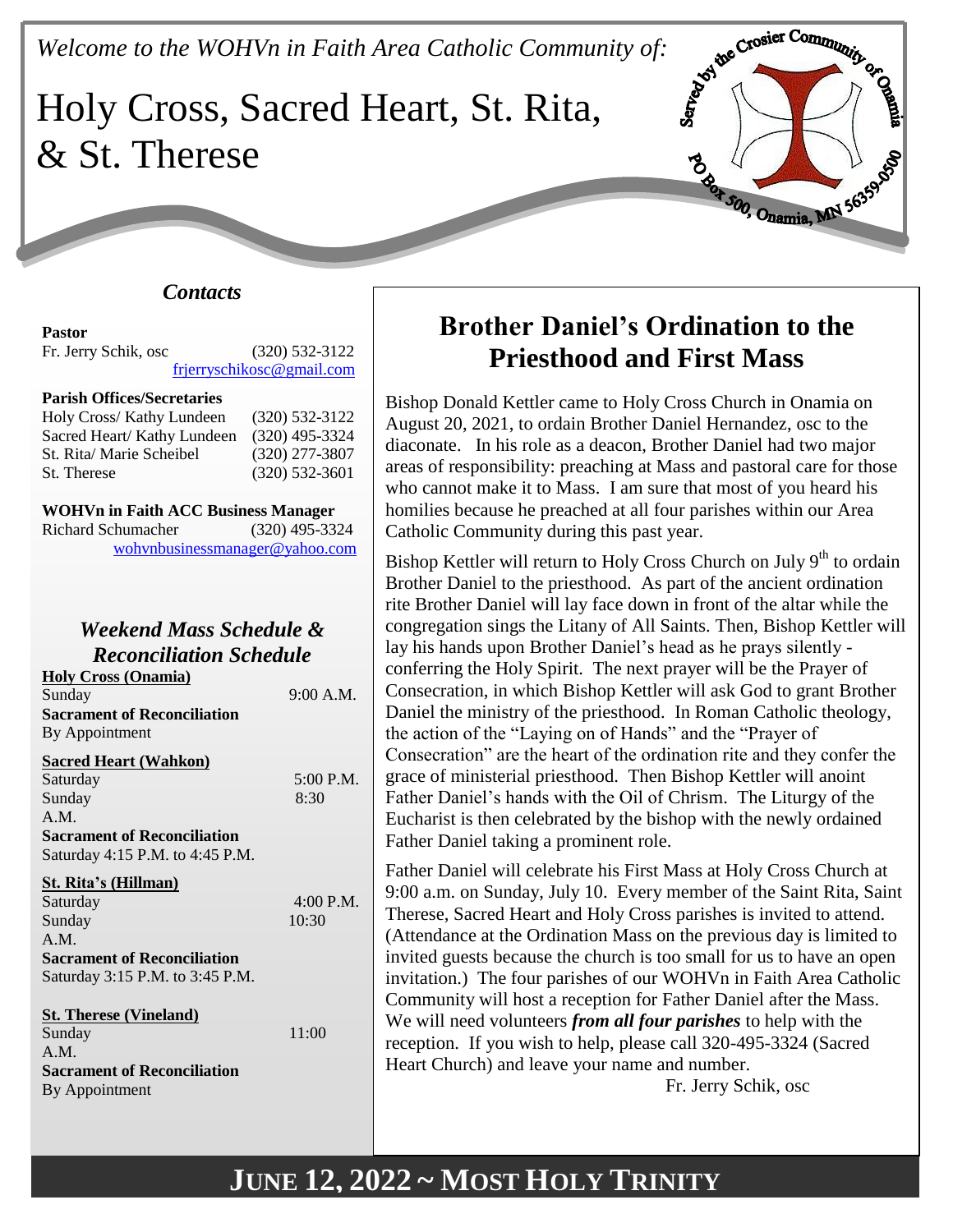*Welcome to the WOHVn in Faith Area Catholic Community of:*

# Holy Cross, Sacred Heart, St. Rita, & St. Therese

Served by the Crosier Community of Onamia
PO Box 500, Onamia, MN 56359-0500

## *Contacts*

**Pastor**
Fr. Jerry Schik, osc (320) 532-3122
frjerryschikosc@gmail.com

**Parish Offices/Secretaries**
Holy Cross/ Kathy Lundeen (320) 532-3122
Sacred Heart/ Kathy Lundeen (320) 495-3324
St. Rita/ Marie Scheibel (320) 277-3807
St. Therese (320) 532-3601

**WOHVn in Faith ACC Business Manager**
Richard Schumacher (320) 495-3324
wohvnbusinessmanager@yahoo.com

## *Weekend Mass Schedule & Reconciliation Schedule*

**Holy Cross (Onamia)**
Sunday 9:00 A.M.
**Sacrament of Reconciliation**
By Appointment

**Sacred Heart (Wahkon)**
Saturday 5:00 P.M.
Sunday 8:30 A.M.
**Sacrament of Reconciliation**
Saturday 4:15 P.M. to 4:45 P.M.

**St. Rita's (Hillman)**
Saturday 4:00 P.M.
Sunday 10:30 A.M.
**Sacrament of Reconciliation**
Saturday 3:15 P.M. to 3:45 P.M.

**St. Therese (Vineland)**
Sunday 11:00 A.M.
**Sacrament of Reconciliation**
By Appointment

## Brother Daniel's Ordination to the Priesthood and First Mass

Bishop Donald Kettler came to Holy Cross Church in Onamia on August 20, 2021, to ordain Brother Daniel Hernandez, osc to the diaconate. In his role as a deacon, Brother Daniel had two major areas of responsibility: preaching at Mass and pastoral care for those who cannot make it to Mass. I am sure that most of you heard his homilies because he preached at all four parishes within our Area Catholic Community during this past year.

Bishop Kettler will return to Holy Cross Church on July 9th to ordain Brother Daniel to the priesthood. As part of the ancient ordination rite Brother Daniel will lay face down in front of the altar while the congregation sings the Litany of All Saints. Then, Bishop Kettler will lay his hands upon Brother Daniel's head as he prays silently - conferring the Holy Spirit. The next prayer will be the Prayer of Consecration, in which Bishop Kettler will ask God to grant Brother Daniel the ministry of the priesthood. In Roman Catholic theology, the action of the "Laying on of Hands" and the "Prayer of Consecration" are the heart of the ordination rite and they confer the grace of ministerial priesthood. Then Bishop Kettler will anoint Father Daniel's hands with the Oil of Chrism. The Liturgy of the Eucharist is then celebrated by the bishop with the newly ordained Father Daniel taking a prominent role.

Father Daniel will celebrate his First Mass at Holy Cross Church at 9:00 a.m. on Sunday, July 10. Every member of the Saint Rita, Saint Therese, Sacred Heart and Holy Cross parishes is invited to attend. (Attendance at the Ordination Mass on the previous day is limited to invited guests because the church is too small for us to have an open invitation.) The four parishes of our WOHVn in Faith Area Catholic Community will host a reception for Father Daniel after the Mass. We will need volunteers ***from all four parishes*** to help with the reception. If you wish to help, please call 320-495-3324 (Sacred Heart Church) and leave your name and number.

Fr. Jerry Schik, osc

## JUNE 12, 2022 ~ MOST HOLY TRINITY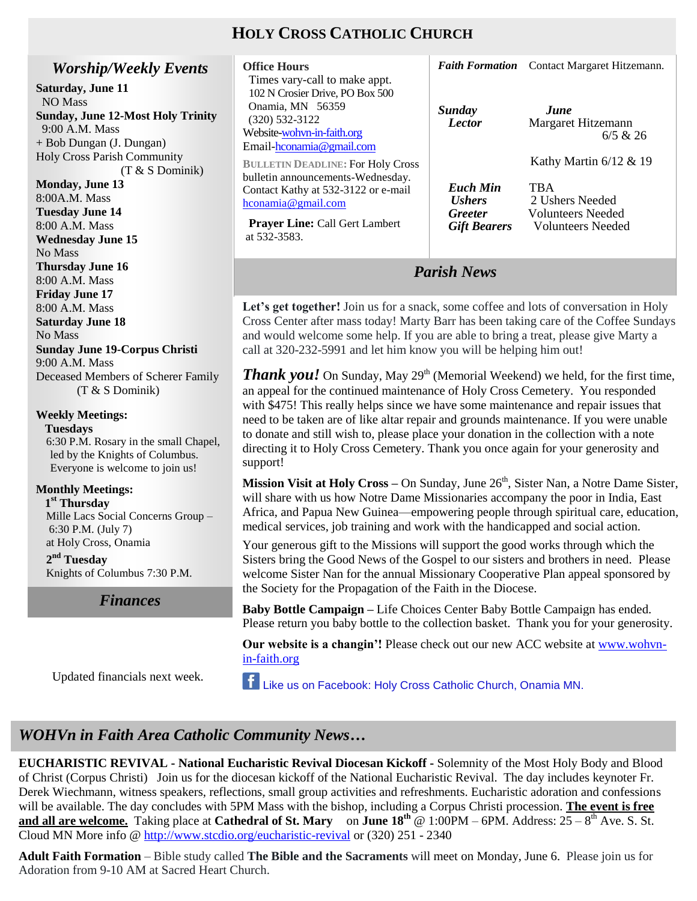# HOLY CROSS CATHOLIC CHURCH

## *Worship/Weekly Events*

**Saturday, June 11**
NO Mass

**Sunday, June 12-Most Holy Trinity**
9:00 A.M. Mass
+ Bob Dungan (J. Dungan)
Holy Cross Parish Community
(T & S Dominik)

**Monday, June 13**
8:00A.M. Mass

**Tuesday June 14**
8:00 A.M. Mass

**Wednesday June 15**
No Mass

**Thursday June 16**
8:00 A.M. Mass

**Friday June 17**
8:00 A.M. Mass

**Saturday June 18**
No Mass

**Sunday June 19-Corpus Christi**
9:00 A.M. Mass
Deceased Members of Scherer Family
(T & S Dominik)

**Weekly Meetings:**

**Tuesdays**
6:30 P.M. Rosary in the small Chapel, led by the Knights of Columbus. Everyone is welcome to join us!

**Monthly Meetings:**

**1st Thursday**
Mille Lacs Social Concerns Group – 6:30 P.M. (July 7)
at Holy Cross, Onamia

**2nd Tuesday**
Knights of Columbus 7:30 P.M.

## *Finances*

Updated financials next week.

**Office Hours**
Times vary-call to make appt.
102 N Crosier Drive, PO Box 500
Onamia, MN 56359
(320) 532-3122
Website-wohvn-in-faith.org
Email-hconamia@gmail.com

**BULLETIN DEADLINE:** For Holy Cross bulletin announcements-Wednesday. Contact Kathy at 532-3122 or e-mail hconamia@gmail.com

**Prayer Line:** Call Gert Lambert at 532-3583.

***Faith Formation*** Contact Margaret Hitzemann.

| ***Sunday Lector*** | ***June*** |
|---|---|
| | Margaret Hitzemann 6/5 & 26 |
| | Kathy Martin 6/12 & 19 |
| ***Euch Min*** | TBA |
| ***Ushers*** | 2 Ushers Needed |
| ***Greeter*** | Volunteers Needed |
| ***Gift Bearers*** | Volunteers Needed |

## *Parish News*

**Let's get together!** Join us for a snack, some coffee and lots of conversation in Holy Cross Center after mass today! Marty Barr has been taking care of the Coffee Sundays and would welcome some help. If you are able to bring a treat, please give Marty a call at 320-232-5991 and let him know you will be helping him out!

***Thank you!*** On Sunday, May 29th (Memorial Weekend) we held, for the first time, an appeal for the continued maintenance of Holy Cross Cemetery. You responded with $475! This really helps since we have some maintenance and repair issues that need to be taken are of like altar repair and grounds maintenance. If you were unable to donate and still wish to, please place your donation in the collection with a note directing it to Holy Cross Cemetery. Thank you once again for your generosity and support!

**Mission Visit at Holy Cross –** On Sunday, June 26th, Sister Nan, a Notre Dame Sister, will share with us how Notre Dame Missionaries accompany the poor in India, East Africa, and Papua New Guinea—empowering people through spiritual care, education, medical services, job training and work with the handicapped and social action.

Your generous gift to the Missions will support the good works through which the Sisters bring the Good News of the Gospel to our sisters and brothers in need. Please welcome Sister Nan for the annual Missionary Cooperative Plan appeal sponsored by the Society for the Propagation of the Faith in the Diocese.

**Baby Bottle Campaign –** Life Choices Center Baby Bottle Campaign has ended. Please return you baby bottle to the collection basket. Thank you for your generosity.

**Our website is a changin'!** Please check out our new ACC website at www.wohvn-in-faith.org

Like us on Facebook: Holy Cross Catholic Church, Onamia MN.

## *WOHVn in Faith Area Catholic Community News…*

**EUCHARISTIC REVIVAL - National Eucharistic Revival Diocesan Kickoff -** Solemnity of the Most Holy Body and Blood of Christ (Corpus Christi) Join us for the diocesan kickoff of the National Eucharistic Revival. The day includes keynoter Fr. Derek Wiechmann, witness speakers, reflections, small group activities and refreshments. Eucharistic adoration and confessions will be available. The day concludes with 5PM Mass with the bishop, including a Corpus Christi procession. **The event is free and all are welcome.** Taking place at **Cathedral of St. Mary** on **June 18th** @ 1:00PM – 6PM. Address: 25 – 8th Ave. S. St. Cloud MN More info @ http://www.stcdio.org/eucharistic-revival or (320) 251 - 2340

**Adult Faith Formation** – Bible study called **The Bible and the Sacraments** will meet on Monday, June 6. Please join us for Adoration from 9-10 AM at Sacred Heart Church.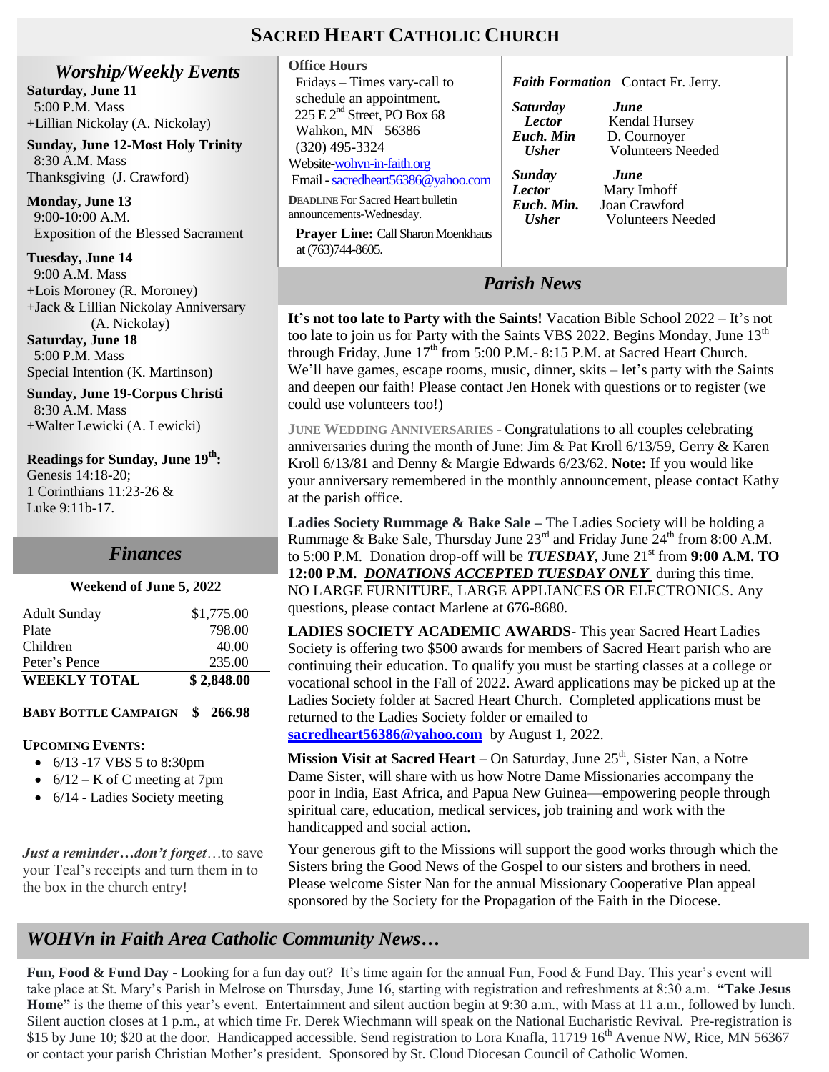# SACRED HEART CATHOLIC CHURCH

## *Worship/Weekly Events*

**Saturday, June 11**
5:00 P.M. Mass
+Lillian Nickolay (A. Nickolay)

**Sunday, June 12-Most Holy Trinity**
8:30 A.M. Mass
Thanksgiving (J. Crawford)

**Monday, June 13**
9:00-10:00 A.M.
Exposition of the Blessed Sacrament

**Tuesday, June 14**
9:00 A.M. Mass
+Lois Moroney (R. Moroney)
+Jack & Lillian Nickolay Anniversary (A. Nickolay)

**Saturday, June 18**
5:00 P.M. Mass
Special Intention (K. Martinson)

**Sunday, June 19-Corpus Christi**
8:30 A.M. Mass
+Walter Lewicki (A. Lewicki)

**Readings for Sunday, June 19th:**
Genesis 14:18-20;
1 Corinthians 11:23-26 &
Luke 9:11b-17.

## *Finances*

**Weekend of June 5, 2022**

| | |
|---|---|
| Adult Sunday | $1,775.00 |
| Plate | 798.00 |
| Children | 40.00 |
| Peter's Pence | 235.00 |
| **WEEKLY TOTAL** | **$ 2,848.00** |

**BABY BOTTLE CAMPAIGN $ 266.98**

**UPCOMING EVENTS:**

- 6/13 -17 VBS 5 to 8:30pm
- 6/12 – K of C meeting at 7pm
- 6/14 - Ladies Society meeting

***Just a reminder…don't forget***…to save your Teal's receipts and turn them in to the box in the church entry!

**Office Hours**
Fridays – Times vary-call to schedule an appointment.
225 E 2nd Street, PO Box 68
Wahkon, MN 56386
(320) 495-3324
Website-wohvn-in-faith.org
Email - sacredheart56386@yahoo.com

**DEADLINE** For Sacred Heart bulletin announcements-Wednesday.

**Prayer Line:** Call Sharon Moenkhaus at (763)744-8605.

***Faith Formation*** Contact Fr. Jerry.

| ***Saturday*** | ***June*** |
|---|---|
| ***Lector*** | Kendal Hursey |
| ***Euch. Min*** | D. Cournoyer |
| ***Usher*** | Volunteers Needed |
| ***Sunday*** | ***June*** |
| ***Lector*** | Mary Imhoff |
| ***Euch. Min.*** | Joan Crawford |
| ***Usher*** | Volunteers Needed |

## *Parish News*

**It's not too late to Party with the Saints!** Vacation Bible School 2022 – It's not too late to join us for Party with the Saints VBS 2022. Begins Monday, June 13th through Friday, June 17th from 5:00 P.M.- 8:15 P.M. at Sacred Heart Church. We'll have games, escape rooms, music, dinner, skits – let's party with the Saints and deepen our faith! Please contact Jen Honek with questions or to register (we could use volunteers too!)

**JUNE WEDDING ANNIVERSARIES** - Congratulations to all couples celebrating anniversaries during the month of June: Jim & Pat Kroll 6/13/59, Gerry & Karen Kroll 6/13/81 and Denny & Margie Edwards 6/23/62. **Note:** If you would like your anniversary remembered in the monthly announcement, please contact Kathy at the parish office.

**Ladies Society Rummage & Bake Sale** – The Ladies Society will be holding a Rummage & Bake Sale, Thursday June 23rd and Friday June 24th from 8:00 A.M. to 5:00 P.M. Donation drop-off will be ***TUESDAY,*** June 21st from **9:00 A.M. TO 12:00 P.M.** ***DONATIONS ACCEPTED TUESDAY ONLY*** during this time. NO LARGE FURNITURE, LARGE APPLIANCES OR ELECTRONICS. Any questions, please contact Marlene at 676-8680.

**LADIES SOCIETY ACADEMIC AWARDS**- This year Sacred Heart Ladies Society is offering two $500 awards for members of Sacred Heart parish who are continuing their education. To qualify you must be starting classes at a college or vocational school in the Fall of 2022. Award applications may be picked up at the Ladies Society folder at Sacred Heart Church. Completed applications must be returned to the Ladies Society folder or emailed to **sacredheart56386@yahoo.com** by August 1, 2022.

**Mission Visit at Sacred Heart –** On Saturday, June 25th, Sister Nan, a Notre Dame Sister, will share with us how Notre Dame Missionaries accompany the poor in India, East Africa, and Papua New Guinea—empowering people through spiritual care, education, medical services, job training and work with the handicapped and social action.

Your generous gift to the Missions will support the good works through which the Sisters bring the Good News of the Gospel to our sisters and brothers in need. Please welcome Sister Nan for the annual Missionary Cooperative Plan appeal sponsored by the Society for the Propagation of the Faith in the Diocese.

## *WOHVn in Faith Area Catholic Community News…*

**Fun, Food & Fund Day** - Looking for a fun day out? It's time again for the annual Fun, Food & Fund Day. This year's event will take place at St. Mary's Parish in Melrose on Thursday, June 16, starting with registration and refreshments at 8:30 a.m. **"Take Jesus Home"** is the theme of this year's event. Entertainment and silent auction begin at 9:30 a.m., with Mass at 11 a.m., followed by lunch. Silent auction closes at 1 p.m., at which time Fr. Derek Wiechmann will speak on the National Eucharistic Revival. Pre-registration is $15 by June 10; $20 at the door. Handicapped accessible. Send registration to Lora Knafla, 11719 16th Avenue NW, Rice, MN 56367 or contact your parish Christian Mother's president. Sponsored by St. Cloud Diocesan Council of Catholic Women.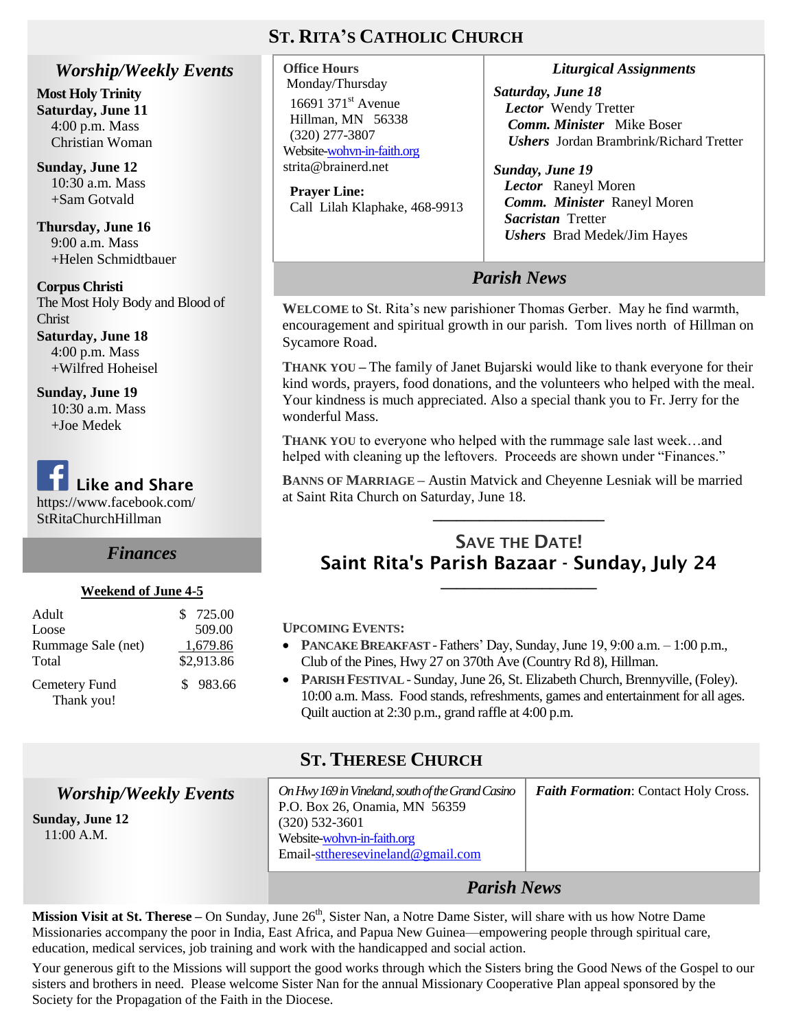# ST. RITA'S CATHOLIC CHURCH

## *Worship/Weekly Events*

**Most Holy Trinity**
**Saturday, June 11**
4:00 p.m. Mass
Christian Woman

**Sunday, June 12**
10:30 a.m. Mass
+Sam Gotvald

**Thursday, June 16**
9:00 a.m. Mass
+Helen Schmidtbauer

**Corpus Christi**
The Most Holy Body and Blood of Christ
**Saturday, June 18**
4:00 p.m. Mass
+Wilfred Hoheisel

**Sunday, June 19**
10:30 a.m. Mass
+Joe Medek

**Like and Share**
https://www.facebook.com/StRitaChurchHillman

## *Finances*

**Weekend of June 4-5**

| | |
|---|---|
| Adult | $ 725.00 |
| Loose | 509.00 |
| Rummage Sale (net) | 1,679.86 |
| Total | $2,913.86 |
| Cemetery Fund | $ 983.66 |

Thank you!

**Office Hours**
Monday/Thursday
16691 371st Avenue
Hillman, MN 56338
(320) 277-3807
Website-wohvn-in-faith.org
strita@brainerd.net

**Prayer Line:**
Call Lilah Klaphake, 468-9913

## *Liturgical Assignments*

***Saturday, June 18***
***Lector*** Wendy Tretter
***Comm. Minister*** Mike Boser
***Ushers*** Jordan Brambrink/Richard Tretter

***Sunday, June 19***
***Lector*** Raneyl Moren
***Comm. Minister*** Raneyl Moren
***Sacristan*** Tretter
***Ushers*** Brad Medek/Jim Hayes

## *Parish News*

**WELCOME** to St. Rita's new parishioner Thomas Gerber. May he find warmth, encouragement and spiritual growth in our parish. Tom lives north of Hillman on Sycamore Road.

**THANK YOU –** The family of Janet Bujarski would like to thank everyone for their kind words, prayers, food donations, and the volunteers who helped with the meal. Your kindness is much appreciated. Also a special thank you to Fr. Jerry for the wonderful Mass.

**THANK YOU** to everyone who helped with the rummage sale last week…and helped with cleaning up the leftovers. Proceeds are shown under "Finances."

**BANNS OF MARRIAGE –** Austin Matvick and Cheyenne Lesniak will be married at Saint Rita Church on Saturday, June 18.

---

### SAVE THE DATE!
### Saint Rita's Parish Bazaar - Sunday, July 24

---

**UPCOMING EVENTS:**

- **PANCAKE BREAKFAST** - Fathers' Day, Sunday, June 19, 9:00 a.m. – 1:00 p.m., Club of the Pines, Hwy 27 on 370th Ave (Country Rd 8), Hillman.
- **PARISH FESTIVAL** - Sunday, June 26, St. Elizabeth Church, Brennyville, (Foley). 10:00 a.m. Mass. Food stands, refreshments, games and entertainment for all ages. Quilt auction at 2:30 p.m., grand raffle at 4:00 p.m.

# ST. THERESE CHURCH

## *Worship/Weekly Events*

**Sunday, June 12**
11:00 A.M.

*On Hwy 169 in Vineland, south of the Grand Casino*
P.O. Box 26, Onamia, MN 56359
(320) 532-3601
Website-wohvn-in-faith.org
Email-sttheresevineland@gmail.com

***Faith Formation***: Contact Holy Cross.

## *Parish News*

**Mission Visit at St. Therese –** On Sunday, June 26th, Sister Nan, a Notre Dame Sister, will share with us how Notre Dame Missionaries accompany the poor in India, East Africa, and Papua New Guinea—empowering people through spiritual care, education, medical services, job training and work with the handicapped and social action.

Your generous gift to the Missions will support the good works through which the Sisters bring the Good News of the Gospel to our sisters and brothers in need. Please welcome Sister Nan for the annual Missionary Cooperative Plan appeal sponsored by the Society for the Propagation of the Faith in the Diocese.